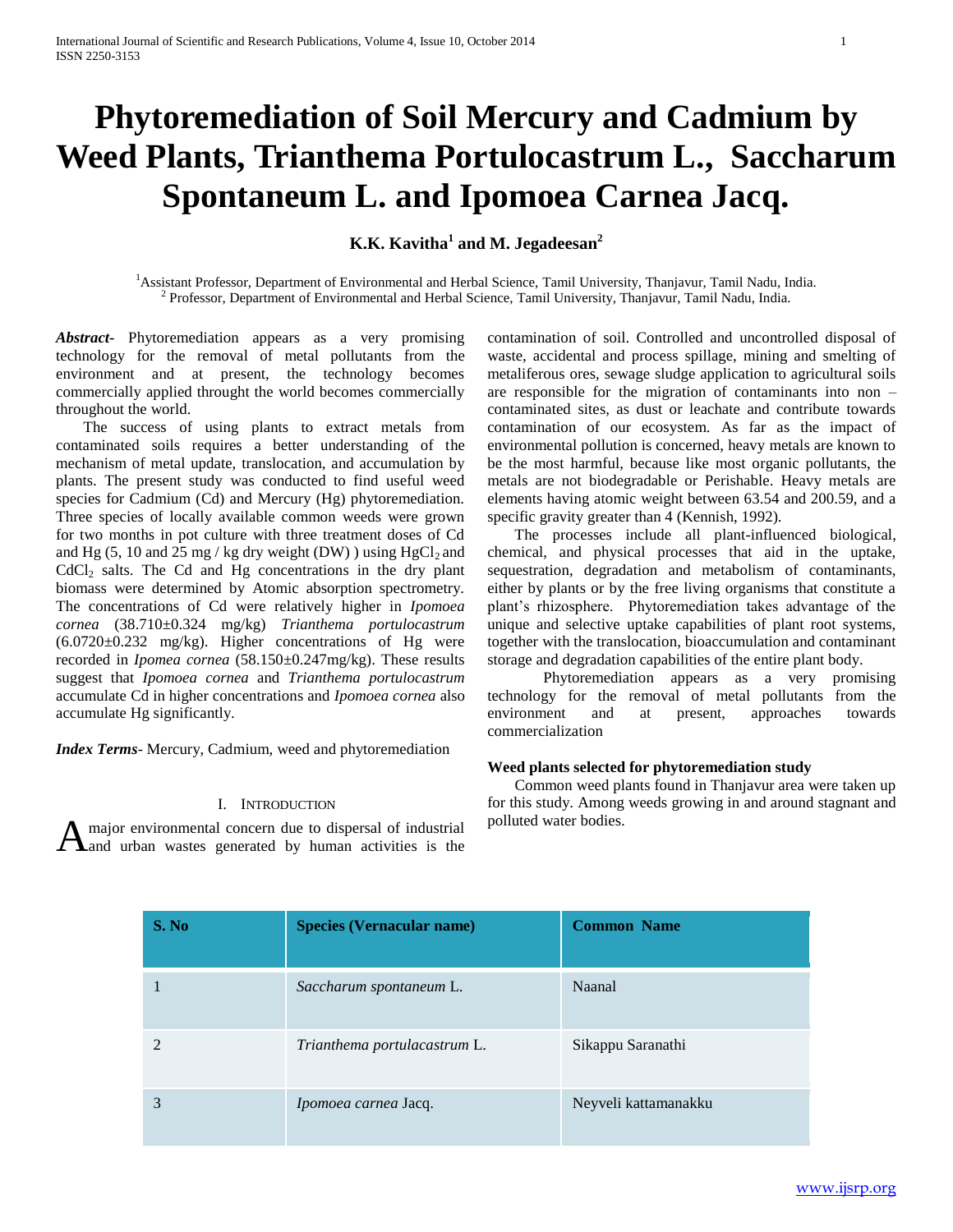# Phytoremediation of Soil Mercury and Cadmium by Weed Plants, Trianthema Portulocastrum L., Saccharum Spontaneum L. and Ipomoea Carnea Jacq.

**K.K. Kavitha[1] and M. Jegadeesan[2]**

[1]Assistant Professor, Department of Environmental and Herbal Science, Tamil University, Thanjavur, Tamil Nadu, India.
[2] Professor, Department of Environmental and Herbal Science, Tamil University, Thanjavur, Tamil Nadu, India.

***Abstract***- Phytoremediation appears as a very promising technology for the removal of metal pollutants from the environment and at present, the technology becomes commercially applied throught the world becomes commercially throughout the world.

The success of using plants to extract metals from contaminated soils requires a better understanding of the mechanism of metal update, translocation, and accumulation by plants. The present study was conducted to find useful weed species for Cadmium (Cd) and Mercury (Hg) phytoremediation. Three species of locally available common weeds were grown for two months in pot culture with three treatment doses of Cd and Hg (5, 10 and 25 mg / kg dry weight (DW) ) using $HgCl_2$ and $CdCl_2$ salts. The Cd and Hg concentrations in the dry plant biomass were determined by Atomic absorption spectrometry. The concentrations of Cd were relatively higher in *Ipomoea cornea* (38.710±0.324 mg/kg) *Trianthema portulocastrum* (6.0720±0.232 mg/kg). Higher concentrations of Hg were recorded in *Ipomea cornea* (58.150±0.247mg/kg). These results suggest that *Ipomoea cornea* and *Trianthema portulocastrum* accumulate Cd in higher concentrations and *Ipomoea cornea* also accumulate Hg significantly.

***Index Terms***- Mercury, Cadmium, weed and phytoremediation

## I. Introduction

A major environmental concern due to dispersal of industrial and urban wastes generated by human activities is the contamination of soil. Controlled and uncontrolled disposal of waste, accidental and process spillage, mining and smelting of metaliferous ores, sewage sludge application to agricultural soils are responsible for the migration of contaminants into non – contaminated sites, as dust or leachate and contribute towards contamination of our ecosystem. As far as the impact of environmental pollution is concerned, heavy metals are known to be the most harmful, because like most organic pollutants, the metals are not biodegradable or Perishable. Heavy metals are elements having atomic weight between 63.54 and 200.59, and a specific gravity greater than 4 (Kennish, 1992).

The processes include all plant-influenced biological, chemical, and physical processes that aid in the uptake, sequestration, degradation and metabolism of contaminants, either by plants or by the free living organisms that constitute a plant's rhizosphere. Phytoremediation takes advantage of the unique and selective uptake capabilities of plant root systems, together with the translocation, bioaccumulation and contaminant storage and degradation capabilities of the entire plant body.

Phytoremediation appears as a very promising technology for the removal of metal pollutants from the environment and at present, approaches towards commercialization

**Weed plants selected for phytoremediation study**

Common weed plants found in Thanjavur area were taken up for this study. Among weeds growing in and around stagnant and polluted water bodies.

| S. No | Species (Vernacular name) | Common Name |
|---|---|---|
| 1 | *Saccharum spontaneum* L. | Naanal |
| 2 | *Trianthema portulacastrum* L. | Sikappu Saranathi |
| 3 | *Ipomoea carnea* Jacq. | Neyveli kattamanakku |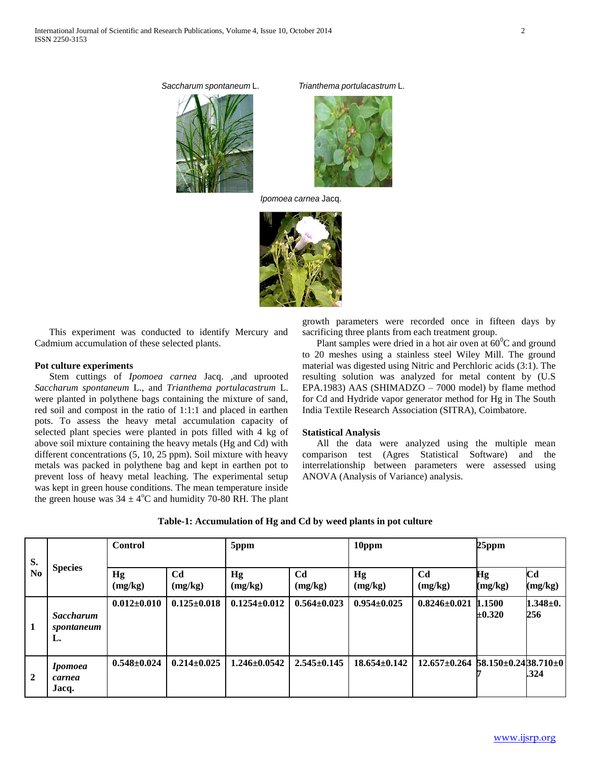*Saccharum spontaneum* L. *Trianthema portulacastrum* L.

*Ipomoea carnea* Jacq.

This experiment was conducted to identify Mercury and Cadmium accumulation of these selected plants.

### Pot culture experiments

Stem cuttings of *Ipomoea carnea* Jacq. ,and uprooted *Saccharum spontaneum* L., and *Trianthema portulacastrum* L. were planted in polythene bags containing the mixture of sand, red soil and compost in the ratio of 1:1:1 and placed in earthen pots. To assess the heavy metal accumulation capacity of selected plant species were planted in pots filled with 4 kg of above soil mixture containing the heavy metals (Hg and Cd) with different concentrations (5, 10, 25 ppm). Soil mixture with heavy metals was packed in polythene bag and kept in earthen pot to prevent loss of heavy metal leaching. The experimental setup was kept in green house conditions. The mean temperature inside the green house was $34 \pm 4^{o}$C and humidity 70-80 RH. The plant growth parameters were recorded once in fifteen days by sacrificing three plants from each treatment group.

Plant samples were dried in a hot air oven at $60^{0}$C and ground to 20 meshes using a stainless steel Wiley Mill. The ground material was digested using Nitric and Perchloric acids (3:1). The resulting solution was analyzed for metal content by (U.S EPA.1983) AAS (SHIMADZO – 7000 model) by flame method for Cd and Hydride vapor generator method for Hg in The South India Textile Research Association (SITRA), Coimbatore.

### Statistical Analysis

All the data were analyzed using the multiple mean comparison test (Agres Statistical Software) and the interrelationship between parameters were assessed using ANOVA (Analysis of Variance) analysis.

**Table-1: Accumulation of Hg and Cd by weed plants in pot culture**

| S. No | Species | Control | | 5ppm | | 10ppm | | 25ppm | |
|---|---|---|---|---|---|---|---|---|---|
| | | Hg (mg/kg) | Cd (mg/kg) | Hg (mg/kg) | Cd (mg/kg) | Hg (mg/kg) | Cd (mg/kg) | Hg (mg/kg) | Cd (mg/kg) |
| 1 | *Saccharum spontaneum* L. | 0.012±0.010 | 0.125±0.018 | 0.1254±0.012 | 0.564±0.023 | 0.954±0.025 | 0.8246±0.021 | 1.1500 ±0.320 | 1.348±0.256 |
| 2 | *Ipomoea carnea* Jacq. | 0.548±0.024 | 0.214±0.025 | 1.246±0.0542 | 2.545±0.145 | 18.654±0.142 | 12.657±0.264 | 58.150±0.247 | 38.710±0.324 |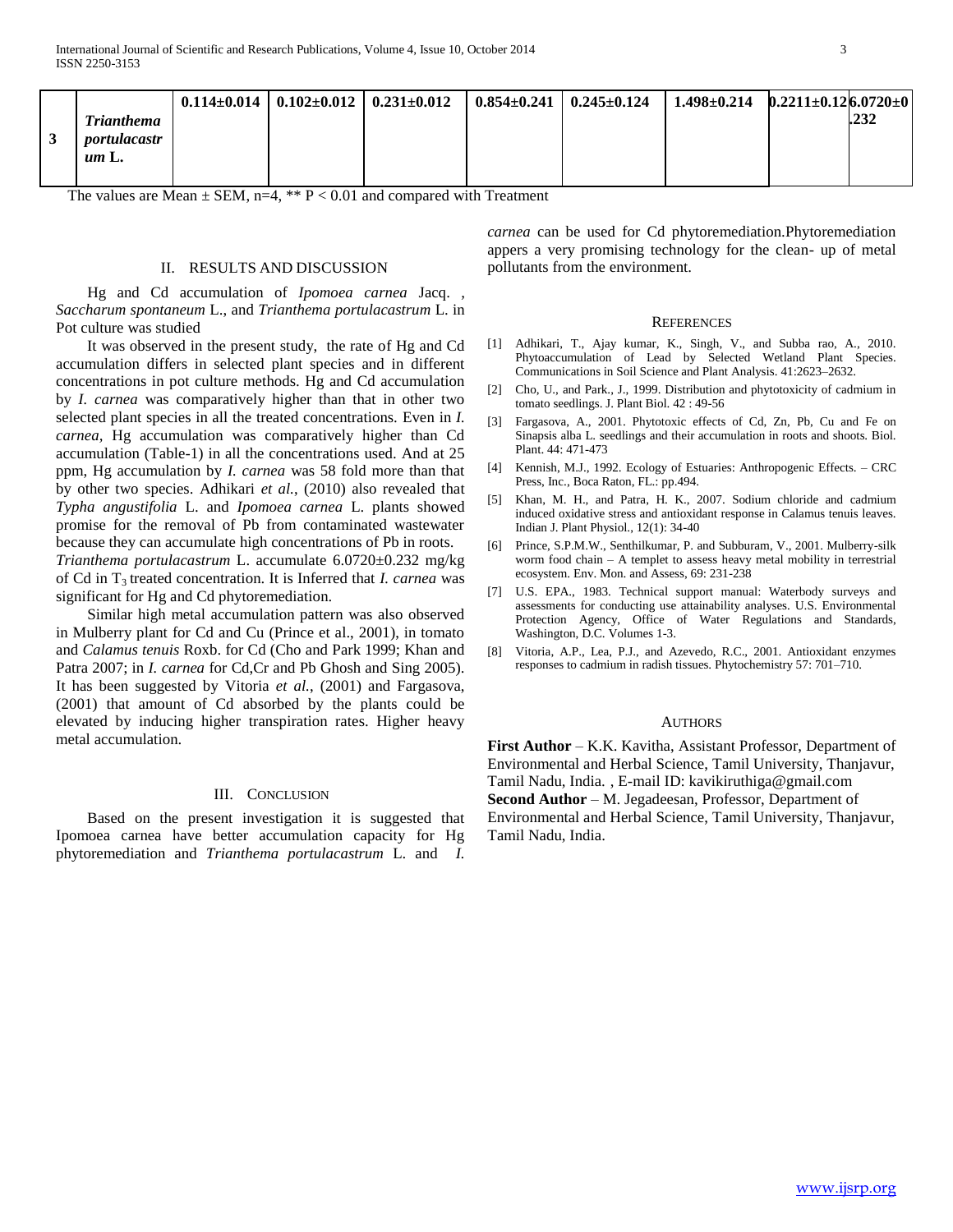| | | | | | | | | | |
|---|---|---|---|---|---|---|---|---|---|
| **3** | ***Trianthema portulacastrum* L.** | **0.114±0.014** | **0.102±0.012** | **0.231±0.012** | **0.854±0.241** | **0.245±0.124** | **1.498±0.214** | **0.2211±0.12** | **6.0720±0.232** |

The values are Mean ± SEM, n=4, ** P < 0.01 and compared with Treatment

## II. Results and Discussion

Hg and Cd accumulation of *Ipomoea carnea* Jacq. , *Saccharum spontaneum* L., and *Trianthema portulacastrum* L. in Pot culture was studied

It was observed in the present study, the rate of Hg and Cd accumulation differs in selected plant species and in different concentrations in pot culture methods. Hg and Cd accumulation by *I. carnea* was comparatively higher than that in other two selected plant species in all the treated concentrations. Even in *I. carnea,* Hg accumulation was comparatively higher than Cd accumulation (Table-1) in all the concentrations used. And at 25 ppm, Hg accumulation by *I. carnea* was 58 fold more than that by other two species. Adhikari *et al.*, (2010) also revealed that *Typha angustifolia* L. and *Ipomoea carnea* L. plants showed promise for the removal of Pb from contaminated wastewater because they can accumulate high concentrations of Pb in roots. *Trianthema portulacastrum* L. accumulate 6.0720±0.232 mg/kg of Cd in $T_3$ treated concentration. It is Inferred that *I. carnea* was significant for Hg and Cd phytoremediation.

Similar high metal accumulation pattern was also observed in Mulberry plant for Cd and Cu (Prince et al., 2001), in tomato and *Calamus tenuis* Roxb. for Cd (Cho and Park 1999; Khan and Patra 2007; in *I. carnea* for Cd,Cr and Pb Ghosh and Sing 2005). It has been suggested by Vitoria *et al.,* (2001) and Fargasova, (2001) that amount of Cd absorbed by the plants could be elevated by inducing higher transpiration rates. Higher heavy metal accumulation.

## III. Conclusion

Based on the present investigation it is suggested that Ipomoea carnea have better accumulation capacity for Hg phytoremediation and *Trianthema portulacastrum* L. and *I. carnea* can be used for Cd phytoremediation.Phytoremediation appers a very promising technology for the clean- up of metal pollutants from the environment.

## References

[1] Adhikari, T., Ajay kumar, K., Singh, V., and Subba rao, A., 2010. Phytoaccumulation of Lead by Selected Wetland Plant Species. Communications in Soil Science and Plant Analysis. 41:2623–2632.

[2] Cho, U., and Park., J., 1999. Distribution and phytotoxicity of cadmium in tomato seedlings. J. Plant Biol. 42 : 49-56

[3] Fargasova, A., 2001. Phytotoxic effects of Cd, Zn, Pb, Cu and Fe on Sinapsis alba L. seedlings and their accumulation in roots and shoots. Biol. Plant. 44: 471-473

[4] Kennish, M.J., 1992. Ecology of Estuaries: Anthropogenic Effects. – CRC Press, Inc., Boca Raton, FL.: pp.494.

[5] Khan, M. H., and Patra, H. K., 2007. Sodium chloride and cadmium induced oxidative stress and antioxidant response in Calamus tenuis leaves. Indian J. Plant Physiol., 12(1): 34-40

[6] Prince, S.P.M.W., Senthilkumar, P. and Subburam, V., 2001. Mulberry-silk worm food chain – A templet to assess heavy metal mobility in terrestrial ecosystem. Env. Mon. and Assess, 69: 231-238

[7] U.S. EPA., 1983. Technical support manual: Waterbody surveys and assessments for conducting use attainability analyses. U.S. Environmental Protection Agency, Office of Water Regulations and Standards, Washington, D.C. Volumes 1-3.

[8] Vitoria, A.P., Lea, P.J., and Azevedo, R.C., 2001. Antioxidant enzymes responses to cadmium in radish tissues. Phytochemistry 57: 701–710.

## Authors

**First Author** – K.K. Kavitha, Assistant Professor, Department of Environmental and Herbal Science, Tamil University, Thanjavur, Tamil Nadu, India. , E-mail ID: kavikiruthiga@gmail.com
**Second Author** – M. Jegadeesan, Professor, Department of Environmental and Herbal Science, Tamil University, Thanjavur, Tamil Nadu, India.